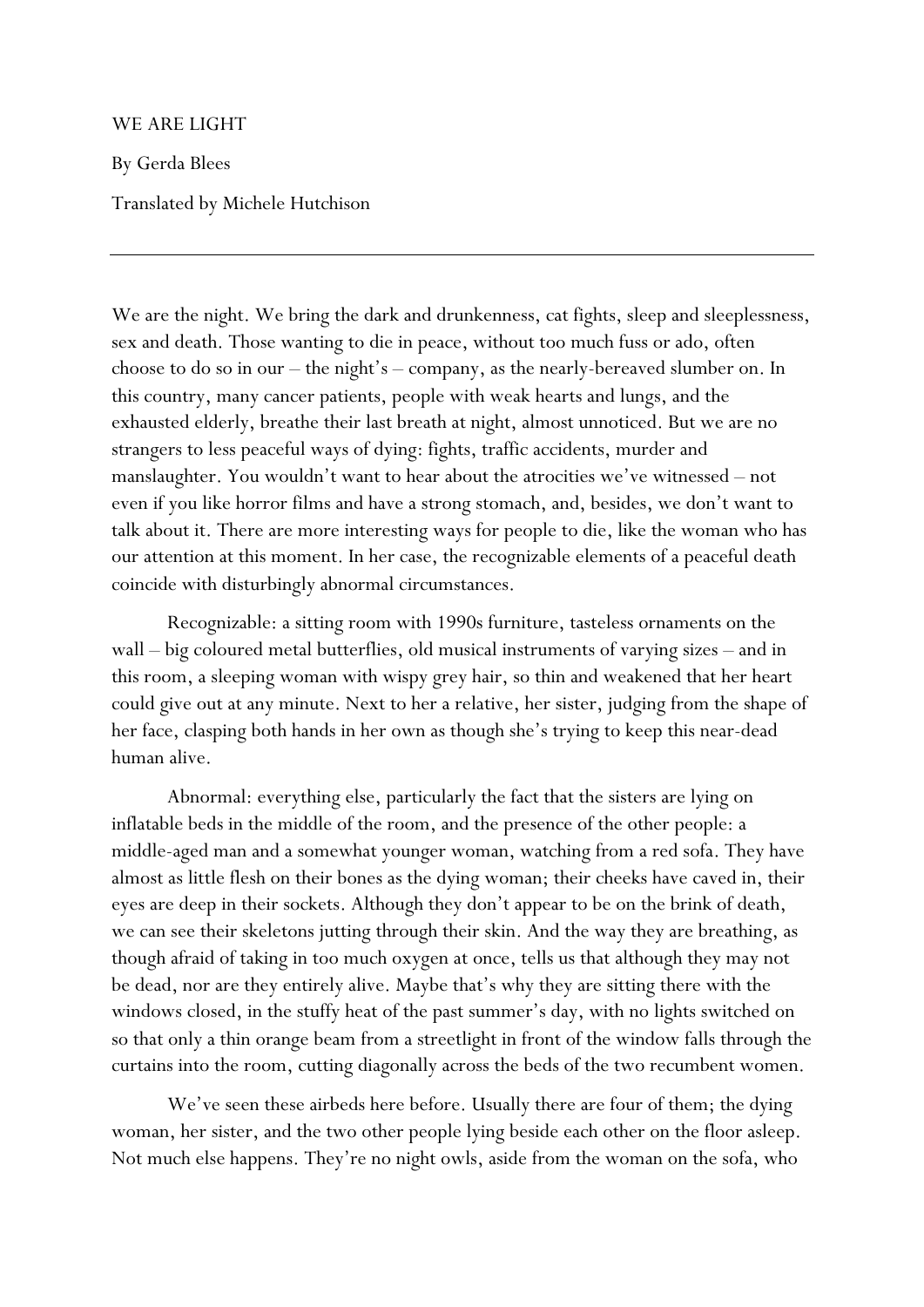WE ARE LIGHT

By Gerda Blees

Translated by Michele Hutchison

---

We are the night. We bring the dark and drunkenness, cat fights, sleep and sleeplessness, sex and death. Those wanting to die in peace, without too much fuss or ado, often choose to do so in our – the night's – company, as the nearly-bereaved slumber on. In this country, many cancer patients, people with weak hearts and lungs, and the exhausted elderly, breathe their last breath at night, almost unnoticed. But we are no strangers to less peaceful ways of dying: fights, traffic accidents, murder and manslaughter. You wouldn't want to hear about the atrocities we've witnessed – not even if you like horror films and have a strong stomach, and, besides, we don't want to talk about it. There are more interesting ways for people to die, like the woman who has our attention at this moment. In her case, the recognizable elements of a peaceful death coincide with disturbingly abnormal circumstances.

Recognizable: a sitting room with 1990s furniture, tasteless ornaments on the wall – big coloured metal butterflies, old musical instruments of varying sizes – and in this room, a sleeping woman with wispy grey hair, so thin and weakened that her heart could give out at any minute. Next to her a relative, her sister, judging from the shape of her face, clasping both hands in her own as though she's trying to keep this near-dead human alive.

Abnormal: everything else, particularly the fact that the sisters are lying on inflatable beds in the middle of the room, and the presence of the other people: a middle-aged man and a somewhat younger woman, watching from a red sofa. They have almost as little flesh on their bones as the dying woman; their cheeks have caved in, their eyes are deep in their sockets. Although they don't appear to be on the brink of death, we can see their skeletons jutting through their skin. And the way they are breathing, as though afraid of taking in too much oxygen at once, tells us that although they may not be dead, nor are they entirely alive. Maybe that's why they are sitting there with the windows closed, in the stuffy heat of the past summer's day, with no lights switched on so that only a thin orange beam from a streetlight in front of the window falls through the curtains into the room, cutting diagonally across the beds of the two recumbent women.

We've seen these airbeds here before. Usually there are four of them; the dying woman, her sister, and the two other people lying beside each other on the floor asleep. Not much else happens. They're no night owls, aside from the woman on the sofa, who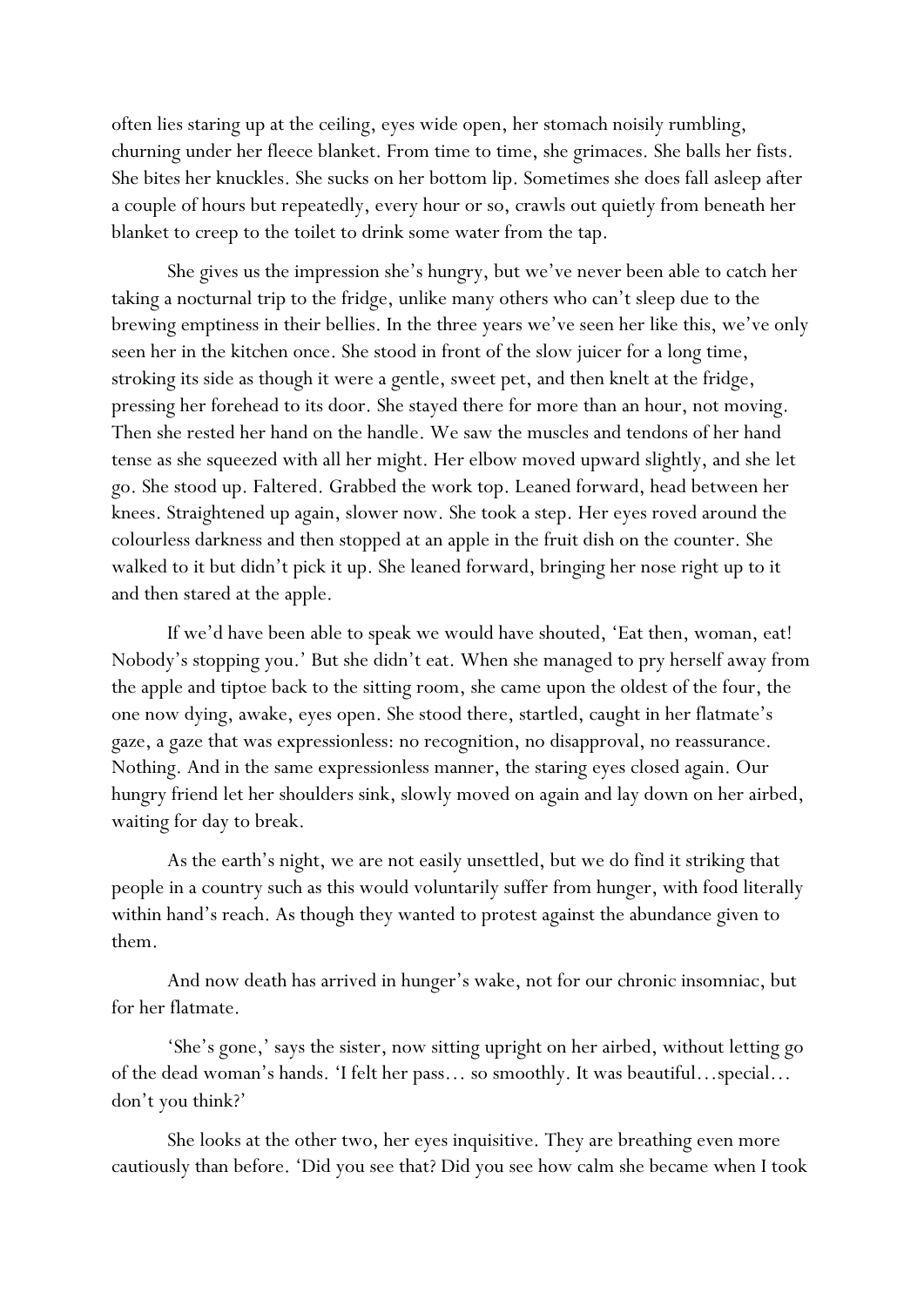often lies staring up at the ceiling, eyes wide open, her stomach noisily rumbling, churning under her fleece blanket. From time to time, she grimaces. She balls her fists. She bites her knuckles. She sucks on her bottom lip. Sometimes she does fall asleep after a couple of hours but repeatedly, every hour or so, crawls out quietly from beneath her blanket to creep to the toilet to drink some water from the tap.

She gives us the impression she's hungry, but we've never been able to catch her taking a nocturnal trip to the fridge, unlike many others who can't sleep due to the brewing emptiness in their bellies. In the three years we've seen her like this, we've only seen her in the kitchen once. She stood in front of the slow juicer for a long time, stroking its side as though it were a gentle, sweet pet, and then knelt at the fridge, pressing her forehead to its door. She stayed there for more than an hour, not moving. Then she rested her hand on the handle. We saw the muscles and tendons of her hand tense as she squeezed with all her might. Her elbow moved upward slightly, and she let go. She stood up. Faltered. Grabbed the work top. Leaned forward, head between her knees. Straightened up again, slower now. She took a step. Her eyes roved around the colourless darkness and then stopped at an apple in the fruit dish on the counter. She walked to it but didn't pick it up. She leaned forward, bringing her nose right up to it and then stared at the apple.

If we'd have been able to speak we would have shouted, 'Eat then, woman, eat! Nobody's stopping you.' But she didn't eat. When she managed to pry herself away from the apple and tiptoe back to the sitting room, she came upon the oldest of the four, the one now dying, awake, eyes open. She stood there, startled, caught in her flatmate's gaze, a gaze that was expressionless: no recognition, no disapproval, no reassurance. Nothing. And in the same expressionless manner, the staring eyes closed again. Our hungry friend let her shoulders sink, slowly moved on again and lay down on her airbed, waiting for day to break.

As the earth's night, we are not easily unsettled, but we do find it striking that people in a country such as this would voluntarily suffer from hunger, with food literally within hand's reach. As though they wanted to protest against the abundance given to them.

And now death has arrived in hunger's wake, not for our chronic insomniac, but for her flatmate.

'She's gone,' says the sister, now sitting upright on her airbed, without letting go of the dead woman's hands. 'I felt her pass… so smoothly. It was beautiful…special… don't you think?'

She looks at the other two, her eyes inquisitive. They are breathing even more cautiously than before. 'Did you see that? Did you see how calm she became when I took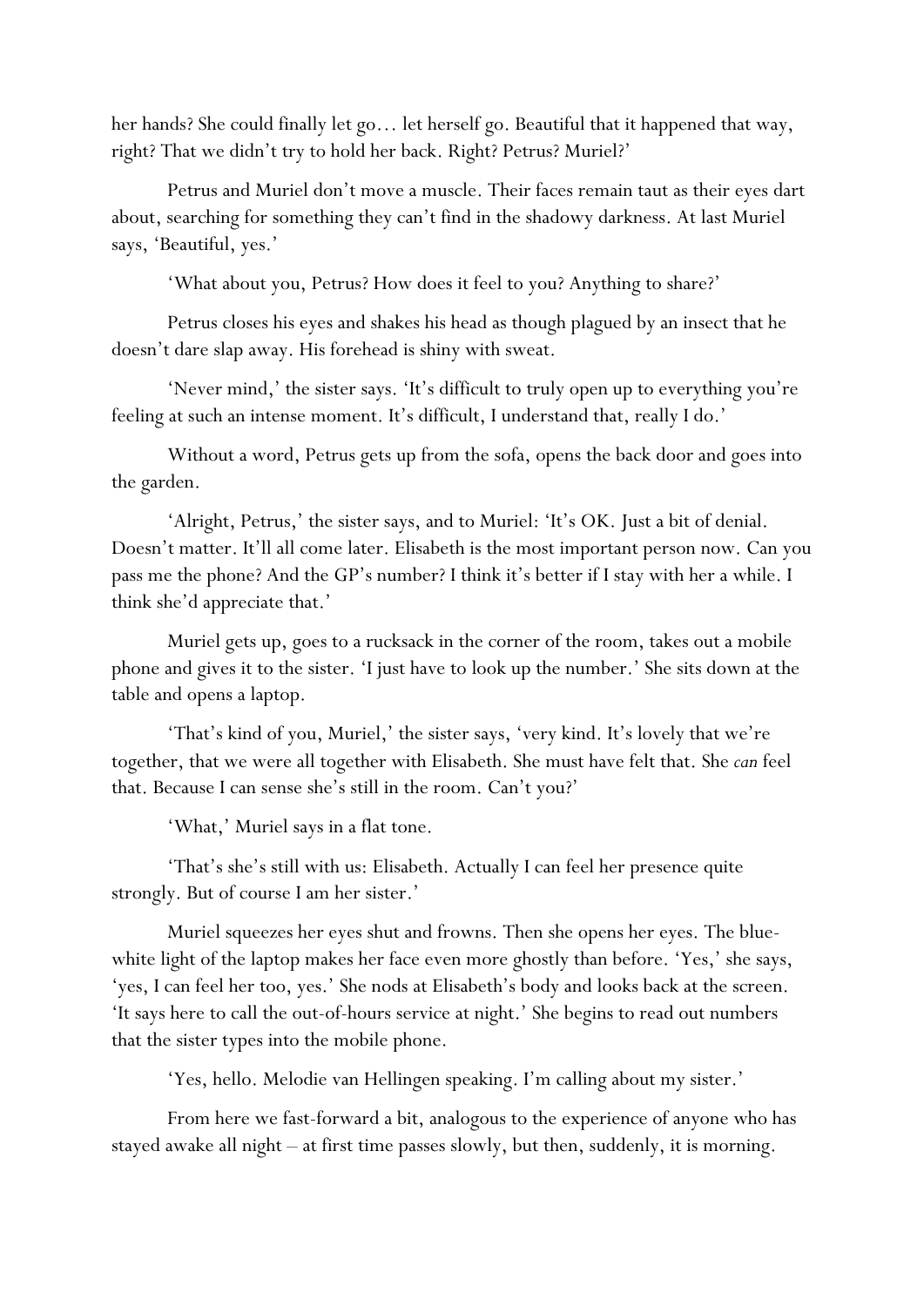her hands? She could finally let go… let herself go. Beautiful that it happened that way, right? That we didn't try to hold her back. Right? Petrus? Muriel?'

Petrus and Muriel don't move a muscle. Their faces remain taut as their eyes dart about, searching for something they can't find in the shadowy darkness. At last Muriel says, 'Beautiful, yes.'

'What about you, Petrus? How does it feel to you? Anything to share?'

Petrus closes his eyes and shakes his head as though plagued by an insect that he doesn't dare slap away. His forehead is shiny with sweat.

'Never mind,' the sister says. 'It's difficult to truly open up to everything you're feeling at such an intense moment. It's difficult, I understand that, really I do.'

Without a word, Petrus gets up from the sofa, opens the back door and goes into the garden.

'Alright, Petrus,' the sister says, and to Muriel: 'It's OK. Just a bit of denial. Doesn't matter. It'll all come later. Elisabeth is the most important person now. Can you pass me the phone? And the GP's number? I think it's better if I stay with her a while. I think she'd appreciate that.'

Muriel gets up, goes to a rucksack in the corner of the room, takes out a mobile phone and gives it to the sister. 'I just have to look up the number.' She sits down at the table and opens a laptop.

'That's kind of you, Muriel,' the sister says, 'very kind. It's lovely that we're together, that we were all together with Elisabeth. She must have felt that. She *can* feel that. Because I can sense she's still in the room. Can't you?'

'What,' Muriel says in a flat tone.

'That's she's still with us: Elisabeth. Actually I can feel her presence quite strongly. But of course I am her sister.'

Muriel squeezes her eyes shut and frowns. Then she opens her eyes. The blue-white light of the laptop makes her face even more ghostly than before. 'Yes,' she says, 'yes, I can feel her too, yes.' She nods at Elisabeth's body and looks back at the screen. 'It says here to call the out-of-hours service at night.' She begins to read out numbers that the sister types into the mobile phone.

'Yes, hello. Melodie van Hellingen speaking. I'm calling about my sister.'

From here we fast-forward a bit, analogous to the experience of anyone who has stayed awake all night – at first time passes slowly, but then, suddenly, it is morning.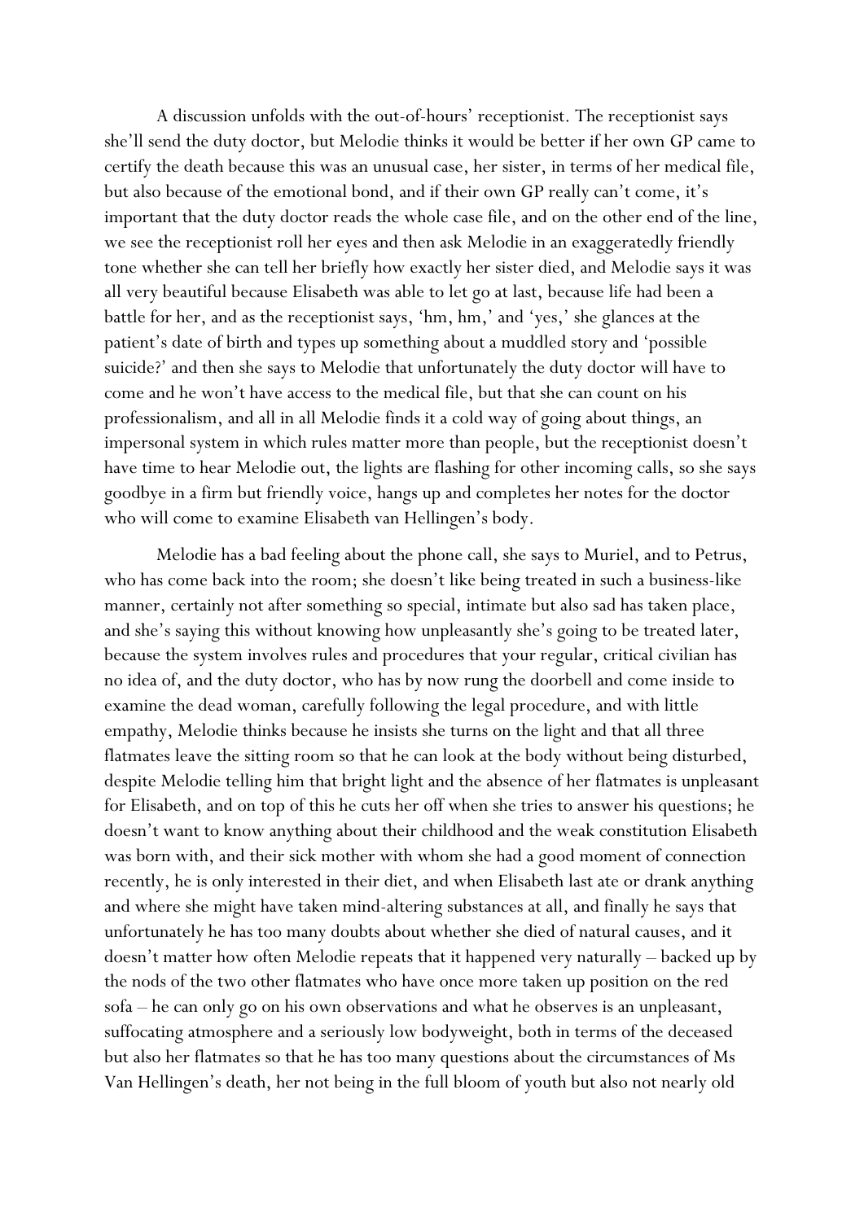A discussion unfolds with the out-of-hours' receptionist. The receptionist says she'll send the duty doctor, but Melodie thinks it would be better if her own GP came to certify the death because this was an unusual case, her sister, in terms of her medical file, but also because of the emotional bond, and if their own GP really can't come, it's important that the duty doctor reads the whole case file, and on the other end of the line, we see the receptionist roll her eyes and then ask Melodie in an exaggeratedly friendly tone whether she can tell her briefly how exactly her sister died, and Melodie says it was all very beautiful because Elisabeth was able to let go at last, because life had been a battle for her, and as the receptionist says, 'hm, hm,' and 'yes,' she glances at the patient's date of birth and types up something about a muddled story and 'possible suicide?' and then she says to Melodie that unfortunately the duty doctor will have to come and he won't have access to the medical file, but that she can count on his professionalism, and all in all Melodie finds it a cold way of going about things, an impersonal system in which rules matter more than people, but the receptionist doesn't have time to hear Melodie out, the lights are flashing for other incoming calls, so she says goodbye in a firm but friendly voice, hangs up and completes her notes for the doctor who will come to examine Elisabeth van Hellingen's body.

Melodie has a bad feeling about the phone call, she says to Muriel, and to Petrus, who has come back into the room; she doesn't like being treated in such a business-like manner, certainly not after something so special, intimate but also sad has taken place, and she's saying this without knowing how unpleasantly she's going to be treated later, because the system involves rules and procedures that your regular, critical civilian has no idea of, and the duty doctor, who has by now rung the doorbell and come inside to examine the dead woman, carefully following the legal procedure, and with little empathy, Melodie thinks because he insists she turns on the light and that all three flatmates leave the sitting room so that he can look at the body without being disturbed, despite Melodie telling him that bright light and the absence of her flatmates is unpleasant for Elisabeth, and on top of this he cuts her off when she tries to answer his questions; he doesn't want to know anything about their childhood and the weak constitution Elisabeth was born with, and their sick mother with whom she had a good moment of connection recently, he is only interested in their diet, and when Elisabeth last ate or drank anything and where she might have taken mind-altering substances at all, and finally he says that unfortunately he has too many doubts about whether she died of natural causes, and it doesn't matter how often Melodie repeats that it happened very naturally – backed up by the nods of the two other flatmates who have once more taken up position on the red sofa – he can only go on his own observations and what he observes is an unpleasant, suffocating atmosphere and a seriously low bodyweight, both in terms of the deceased but also her flatmates so that he has too many questions about the circumstances of Ms Van Hellingen's death, her not being in the full bloom of youth but also not nearly old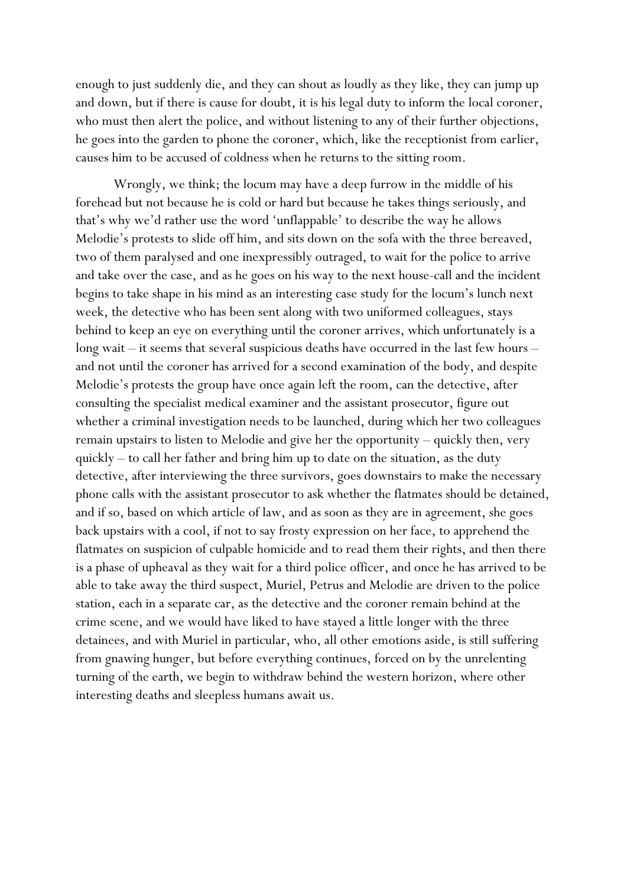enough to just suddenly die, and they can shout as loudly as they like, they can jump up and down, but if there is cause for doubt, it is his legal duty to inform the local coroner, who must then alert the police, and without listening to any of their further objections, he goes into the garden to phone the coroner, which, like the receptionist from earlier, causes him to be accused of coldness when he returns to the sitting room.

Wrongly, we think; the locum may have a deep furrow in the middle of his forehead but not because he is cold or hard but because he takes things seriously, and that's why we'd rather use the word 'unflappable' to describe the way he allows Melodie's protests to slide off him, and sits down on the sofa with the three bereaved, two of them paralysed and one inexpressibly outraged, to wait for the police to arrive and take over the case, and as he goes on his way to the next house-call and the incident begins to take shape in his mind as an interesting case study for the locum's lunch next week, the detective who has been sent along with two uniformed colleagues, stays behind to keep an eye on everything until the coroner arrives, which unfortunately is a long wait – it seems that several suspicious deaths have occurred in the last few hours – and not until the coroner has arrived for a second examination of the body, and despite Melodie's protests the group have once again left the room, can the detective, after consulting the specialist medical examiner and the assistant prosecutor, figure out whether a criminal investigation needs to be launched, during which her two colleagues remain upstairs to listen to Melodie and give her the opportunity – quickly then, very quickly – to call her father and bring him up to date on the situation, as the duty detective, after interviewing the three survivors, goes downstairs to make the necessary phone calls with the assistant prosecutor to ask whether the flatmates should be detained, and if so, based on which article of law, and as soon as they are in agreement, she goes back upstairs with a cool, if not to say frosty expression on her face, to apprehend the flatmates on suspicion of culpable homicide and to read them their rights, and then there is a phase of upheaval as they wait for a third police officer, and once he has arrived to be able to take away the third suspect, Muriel, Petrus and Melodie are driven to the police station, each in a separate car, as the detective and the coroner remain behind at the crime scene, and we would have liked to have stayed a little longer with the three detainees, and with Muriel in particular, who, all other emotions aside, is still suffering from gnawing hunger, but before everything continues, forced on by the unrelenting turning of the earth, we begin to withdraw behind the western horizon, where other interesting deaths and sleepless humans await us.